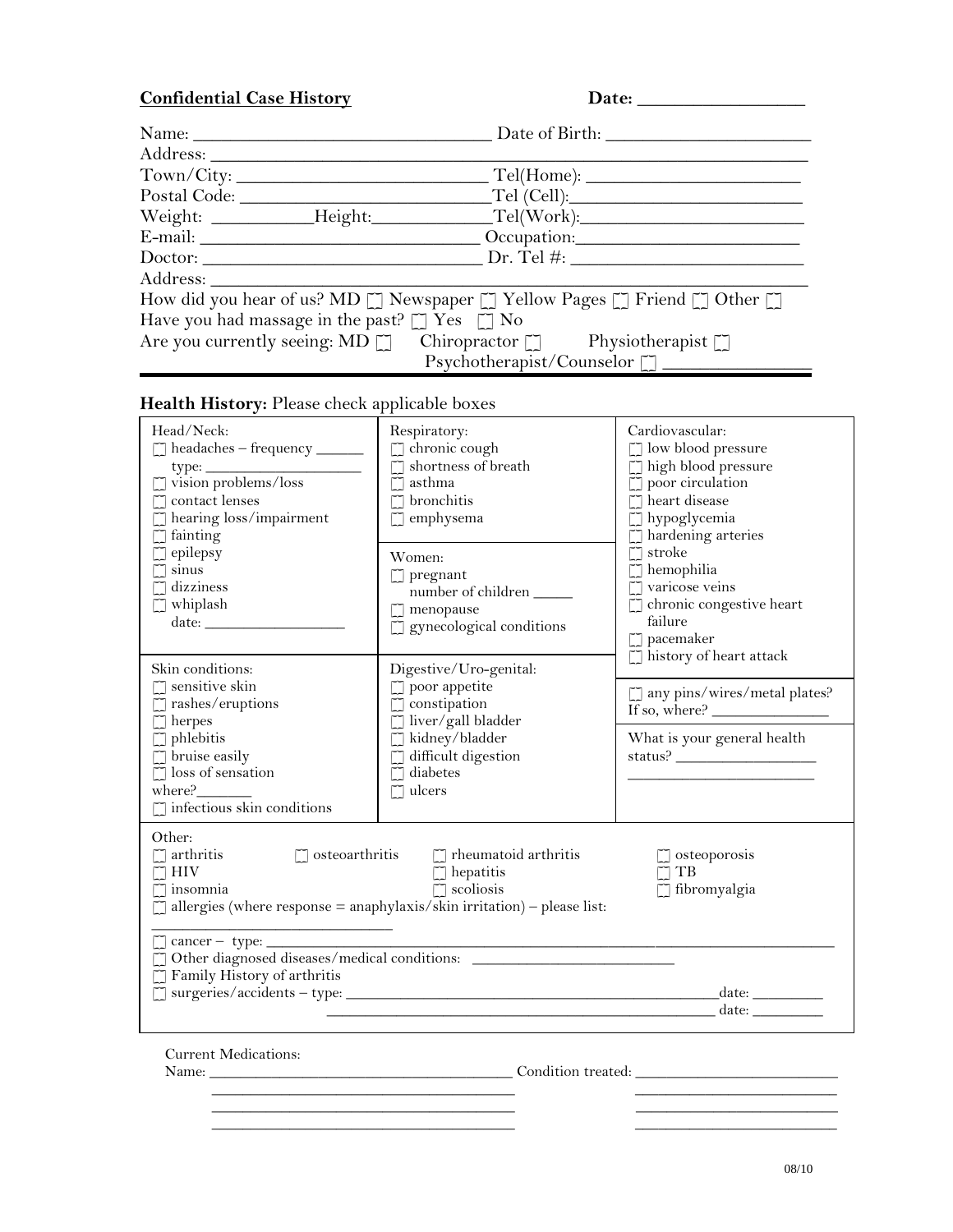**Confidential Case History** **Date:** ________________

Name: ______________________________ Date of Birth: ____________________

Address: ______________________________________________________________

Town/City: ________________________ Tel(Home): ____________________

Postal Code: ________________________ Tel (Cell): ____________________

Weight: __________ Height: ____________ Tel(Work): ____________________

E-mail: ____________________________ Occupation: ____________________

Doctor: ____________________________ Dr. Tel #: _____________________

Address: ______________________________________________________________

How did you hear of us? MD ☐ Newspaper ☐ Yellow Pages ☐ Friend ☐ Other ☐

Have you had massage in the past? ☐ Yes ☐ No

Are you currently seeing: MD ☐ Chiropractor ☐ Physiotherapist ☐ Psychotherapist/Counselor ☐ ______________

---

**Health History:** Please check applicable boxes

| Head/Neck: | Respiratory: | Cardiovascular: |
|---|---|---|
| ☐ headaches – frequency ______ type: ________________ | ☐ chronic cough | ☐ low blood pressure |
| ☐ vision problems/loss | ☐ shortness of breath | ☐ high blood pressure |
| ☐ contact lenses | ☐ asthma | ☐ poor circulation |
| ☐ hearing loss/impairment | ☐ bronchitis | ☐ heart disease |
| ☐ fainting | ☐ emphysema | ☐ hypoglycemia |
| ☐ epilepsy | **Women:** | ☐ hardening arteries |
| ☐ sinus | ☐ pregnant number of children _____ | ☐ stroke |
| ☐ dizziness | ☐ menopause | ☐ hemophilia |
| ☐ whiplash date: ________________ | ☐ gynecological conditions | ☐ varicose veins |
| | | ☐ chronic congestive heart failure |
| | | ☐ pacemaker |
| | | ☐ history of heart attack |
| **Skin conditions:** | **Digestive/Uro-genital:** | ☐ any pins/wires/metal plates? If so, where? ______________ |
| ☐ sensitive skin | ☐ poor appetite | What is your general health status? ________________ ____________________ |
| ☐ rashes/eruptions | ☐ constipation | |
| ☐ herpes | ☐ liver/gall bladder | |
| ☐ phlebitis | ☐ kidney/bladder | |
| ☐ bruise easily | ☐ difficult digestion | |
| ☐ loss of sensation where?_______ | ☐ diabetes | |
| ☐ infectious skin conditions | ☐ ulcers | |

Other:

☐ arthritis ☐ osteoarthritis ☐ rheumatoid arthritis ☐ osteoporosis

☐ HIV ☐ hepatitis ☐ TB

☐ insomnia ☐ scoliosis ☐ fibromyalgia

☐ allergies (where response = anaphylaxis/skin irritation) – please list: ____________________________

☐ cancer – type: ________________________________________________________________

☐ Other diagnosed diseases/medical conditions: ________________________

☐ Family History of arthritis

☐ surgeries/accidents – type: ______________________________________________ date: ________

______________________________________________ date: ________

Current Medications:

Name: ____________________________________ Condition treated: ________________________

____________________________________ ________________________

____________________________________ ________________________

____________________________________ ________________________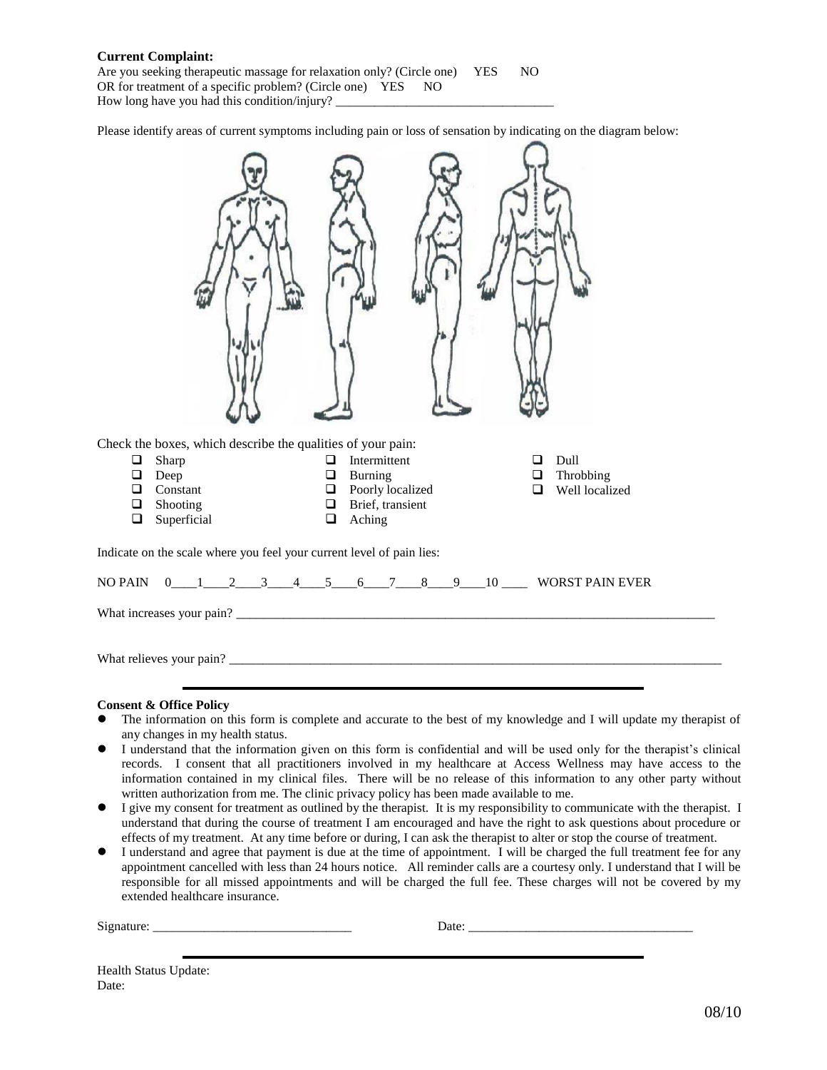**Current Complaint:**

Are you seeking therapeutic massage for relaxation only? (Circle one) YES NO

OR for treatment of a specific problem? (Circle one) YES NO

How long have you had this condition/injury? ___________________________________

Please identify areas of current symptoms including pain or loss of sensation by indicating on the diagram below:

Check the boxes, which describe the qualities of your pain:

- ❑ Sharp
- ❑ Deep
- ❑ Constant
- ❑ Shooting
- ❑ Superficial
- ❑ Intermittent
- ❑ Burning
- ❑ Poorly localized
- ❑ Brief, transient
- ❑ Aching
- ❑ Dull
- ❑ Throbbing
- ❑ Well localized

Indicate on the scale where you feel your current level of pain lies:

NO PAIN 0____1____2____3____4____5____6____7____8____9____10 ____ WORST PAIN EVER

What increases your pain? ___________________________________________________________________________

What relieves your pain? ____________________________________________________________________________

---

**Consent & Office Policy**

- The information on this form is complete and accurate to the best of my knowledge and I will update my therapist of any changes in my health status.
- I understand that the information given on this form is confidential and will be used only for the therapist's clinical records. I consent that all practitioners involved in my healthcare at Access Wellness may have access to the information contained in my clinical files. There will be no release of this information to any other party without written authorization from me. The clinic privacy policy has been made available to me.
- I give my consent for treatment as outlined by the therapist. It is my responsibility to communicate with the therapist. I understand that during the course of treatment I am encouraged and have the right to ask questions about procedure or effects of my treatment. At any time before or during, I can ask the therapist to alter or stop the course of treatment.
- I understand and agree that payment is due at the time of appointment. I will be charged the full treatment fee for any appointment cancelled with less than 24 hours notice. All reminder calls are a courtesy only. I understand that I will be responsible for all missed appointments and will be charged the full fee. These charges will not be covered by my extended healthcare insurance.

Signature: ________________________________ Date: ____________________________________

---

Health Status Update:

Date:

08/10